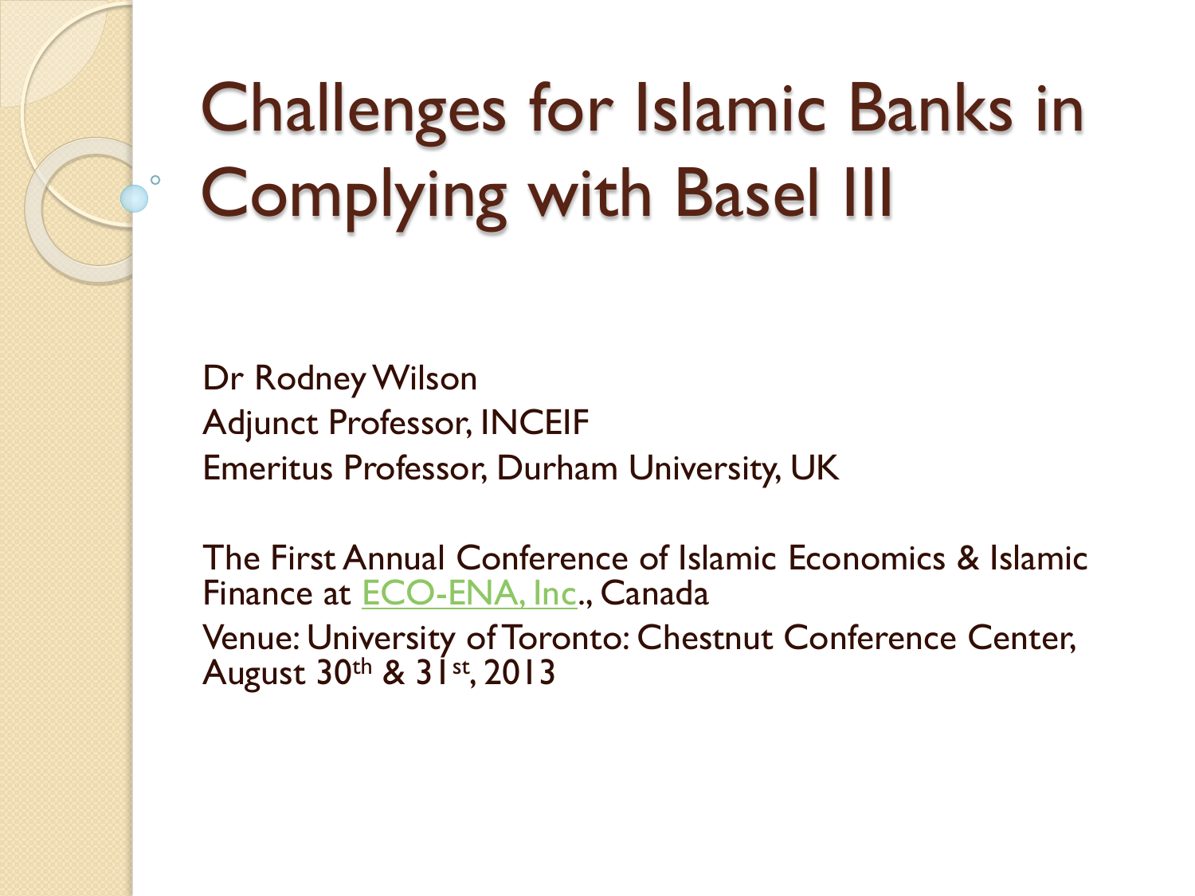# Challenges for Islamic Banks in Complying with Basel III

Dr Rodney Wilson
Adjunct Professor, INCEIF
Emeritus Professor, Durham University, UK

The First Annual Conference of Islamic Economics & Islamic Finance at ECO-ENA, Inc., Canada
Venue: University of Toronto: Chestnut Conference Center, August 30th & 31st, 2013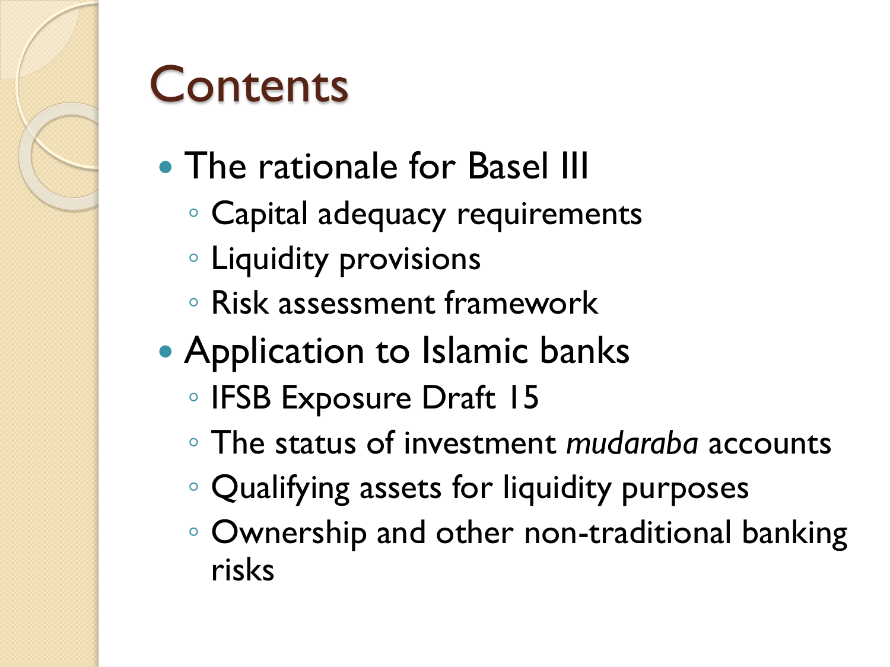# Contents

- The rationale for Basel III
  - Capital adequacy requirements
  - Liquidity provisions
  - Risk assessment framework
- Application to Islamic banks
  - IFSB Exposure Draft 15
  - The status of investment *mudaraba* accounts
  - Qualifying assets for liquidity purposes
  - Ownership and other non-traditional banking risks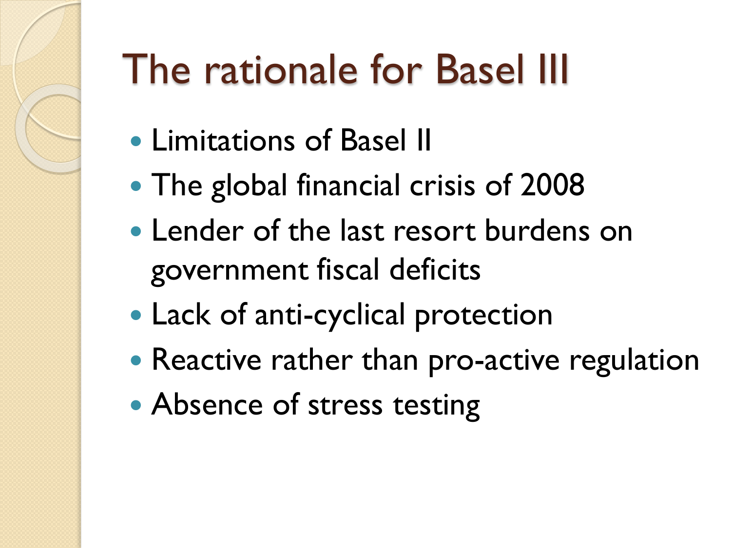# The rationale for Basel III

- Limitations of Basel II
- The global financial crisis of 2008
- Lender of the last resort burdens on government fiscal deficits
- Lack of anti-cyclical protection
- Reactive rather than pro-active regulation
- Absence of stress testing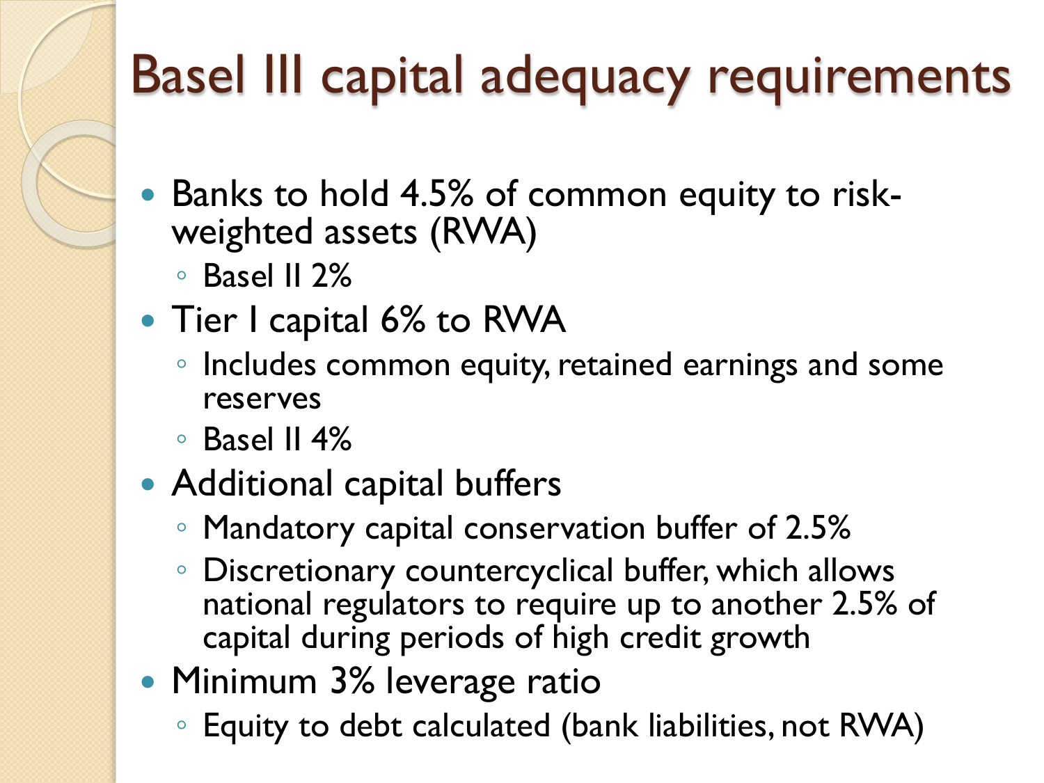# Basel III capital adequacy requirements

- Banks to hold 4.5% of common equity to risk-weighted assets (RWA)
  - Basel II 2%
- Tier I capital 6% to RWA
  - Includes common equity, retained earnings and some reserves
  - Basel II 4%
- Additional capital buffers
  - Mandatory capital conservation buffer of 2.5%
  - Discretionary countercyclical buffer, which allows national regulators to require up to another 2.5% of capital during periods of high credit growth
- Minimum 3% leverage ratio
  - Equity to debt calculated (bank liabilities, not RWA)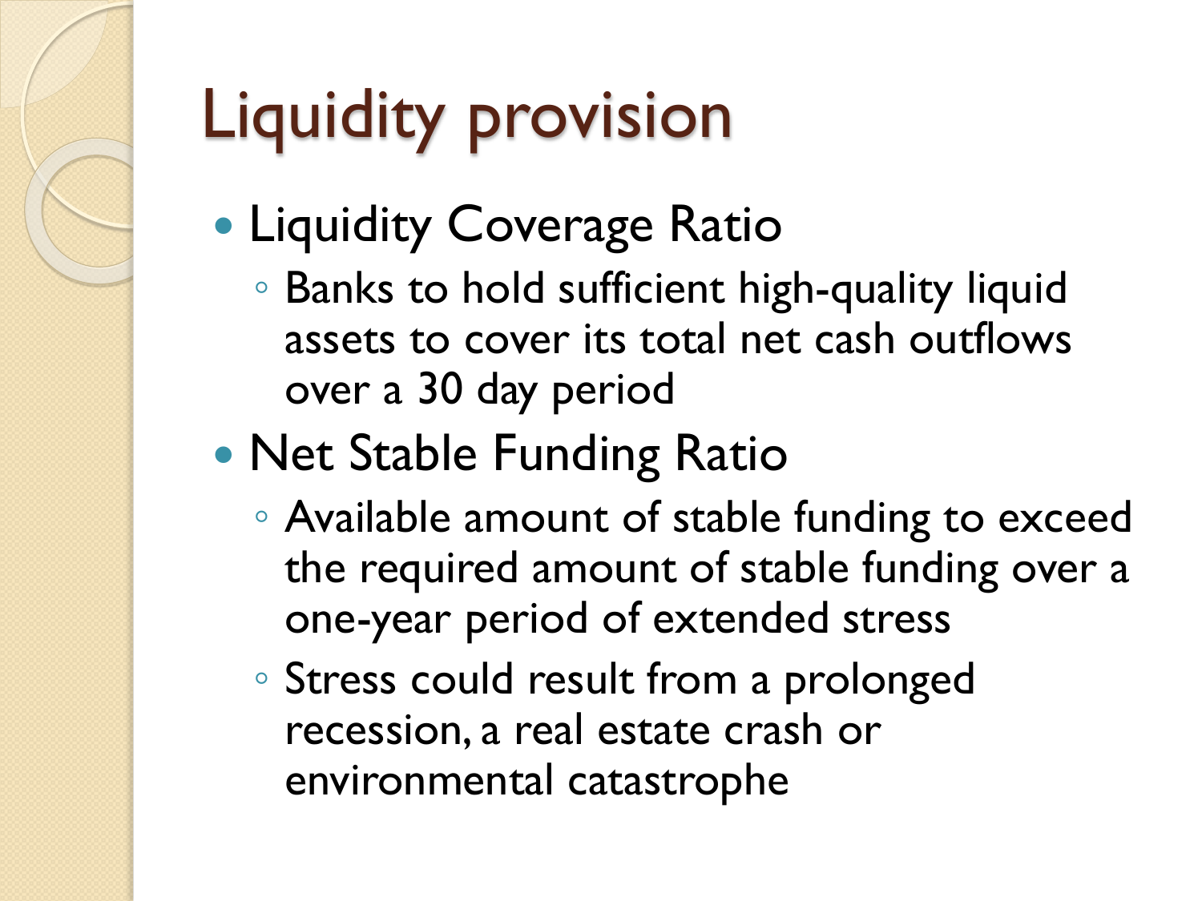# Liquidity provision

- Liquidity Coverage Ratio
  - Banks to hold sufficient high-quality liquid assets to cover its total net cash outflows over a 30 day period
- Net Stable Funding Ratio
  - Available amount of stable funding to exceed the required amount of stable funding over a one-year period of extended stress
  - Stress could result from a prolonged recession, a real estate crash or environmental catastrophe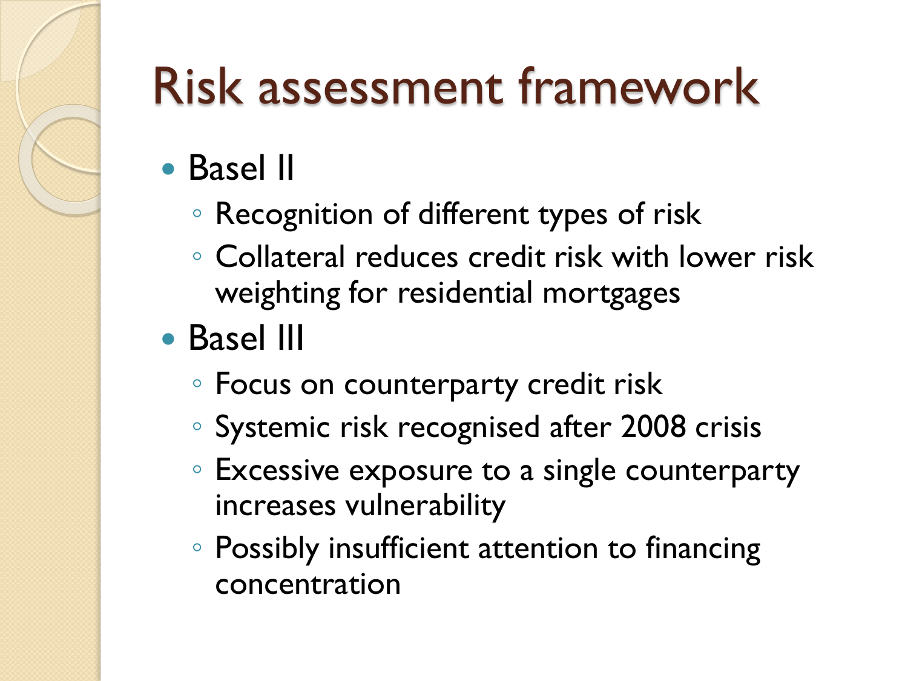# Risk assessment framework

- Basel II
  - Recognition of different types of risk
  - Collateral reduces credit risk with lower risk weighting for residential mortgages
- Basel III
  - Focus on counterparty credit risk
  - Systemic risk recognised after 2008 crisis
  - Excessive exposure to a single counterparty increases vulnerability
  - Possibly insufficient attention to financing concentration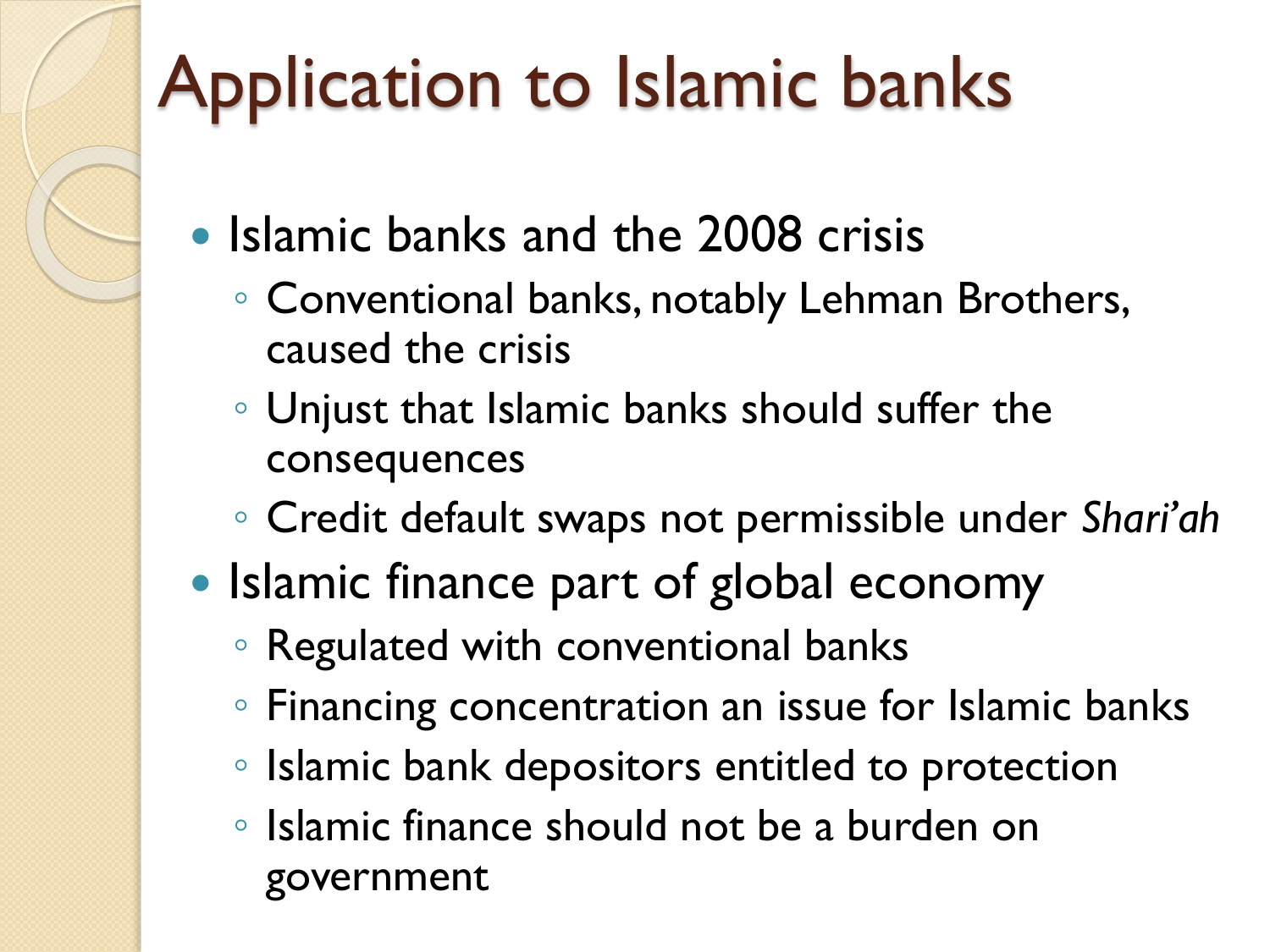# Application to Islamic banks

- Islamic banks and the 2008 crisis
  - Conventional banks, notably Lehman Brothers, caused the crisis
  - Unjust that Islamic banks should suffer the consequences
  - Credit default swaps not permissible under *Shari'ah*
- Islamic finance part of global economy
  - Regulated with conventional banks
  - Financing concentration an issue for Islamic banks
  - Islamic bank depositors entitled to protection
  - Islamic finance should not be a burden on government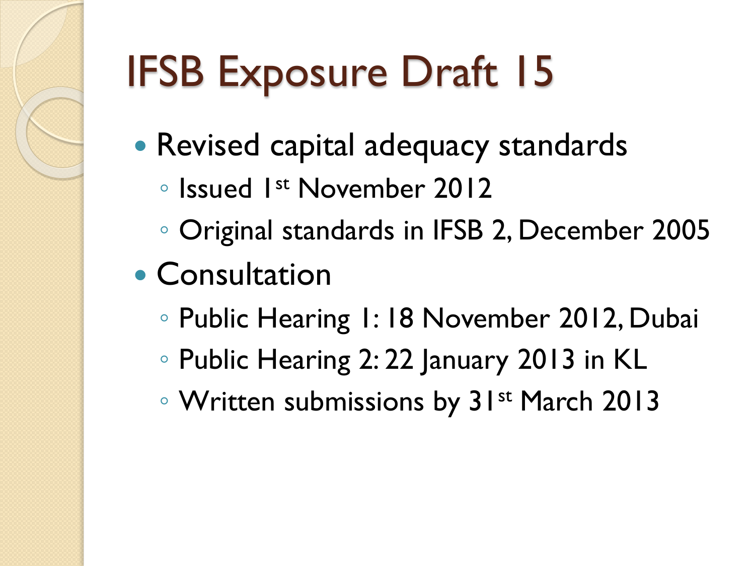# IFSB Exposure Draft 15

- Revised capital adequacy standards
  - Issued 1st November 2012
  - Original standards in IFSB 2, December 2005
- Consultation
  - Public Hearing 1: 18 November 2012, Dubai
  - Public Hearing 2: 22 January 2013 in KL
  - Written submissions by 31st March 2013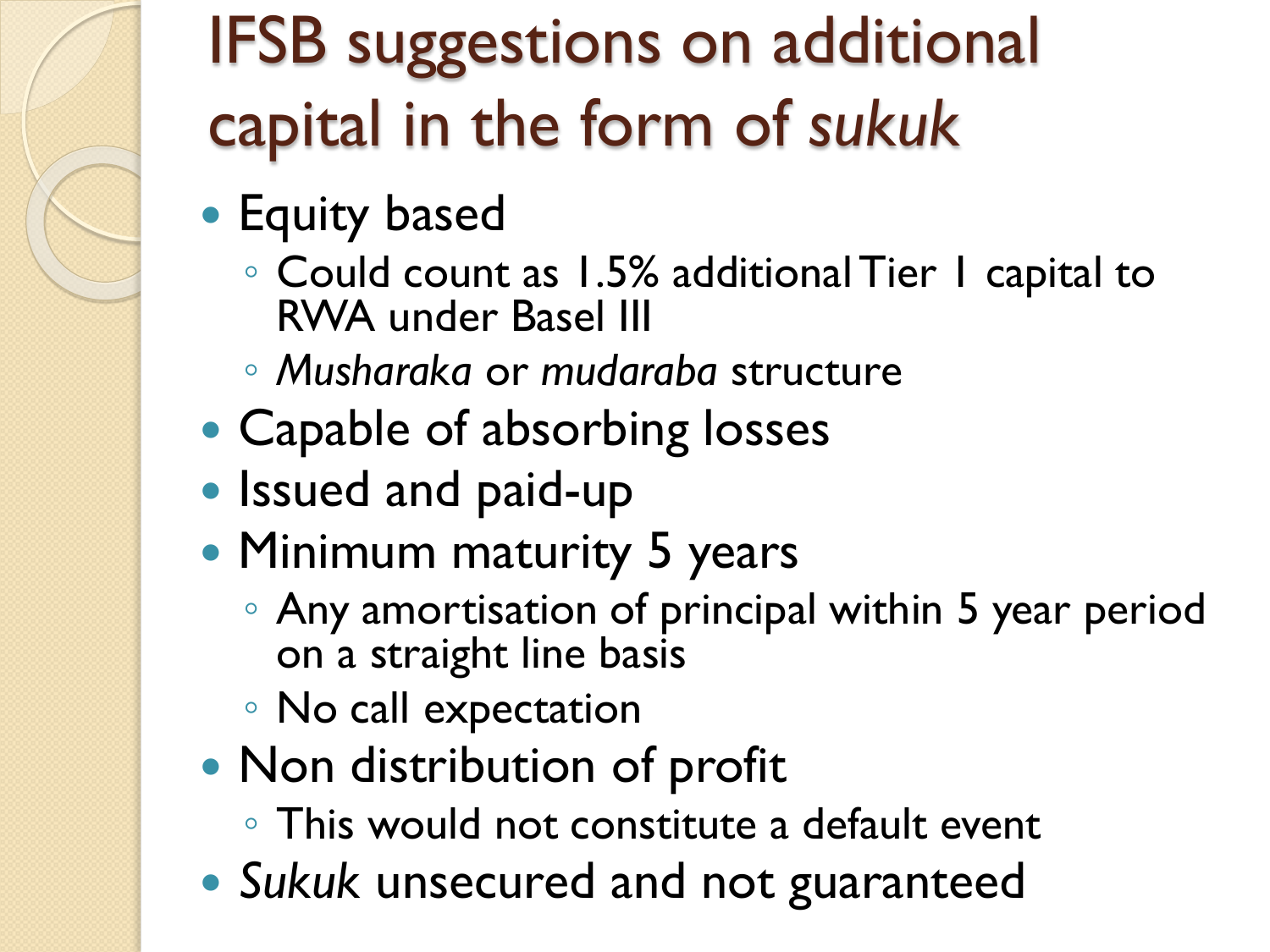# IFSB suggestions on additional capital in the form of *sukuk*

- Equity based
  - Could count as 1.5% additional Tier 1 capital to RWA under Basel III
  - *Musharaka* or *mudaraba* structure
- Capable of absorbing losses
- Issued and paid-up
- Minimum maturity 5 years
  - Any amortisation of principal within 5 year period on a straight line basis
  - No call expectation
- Non distribution of profit
  - This would not constitute a default event
- *Sukuk* unsecured and not guaranteed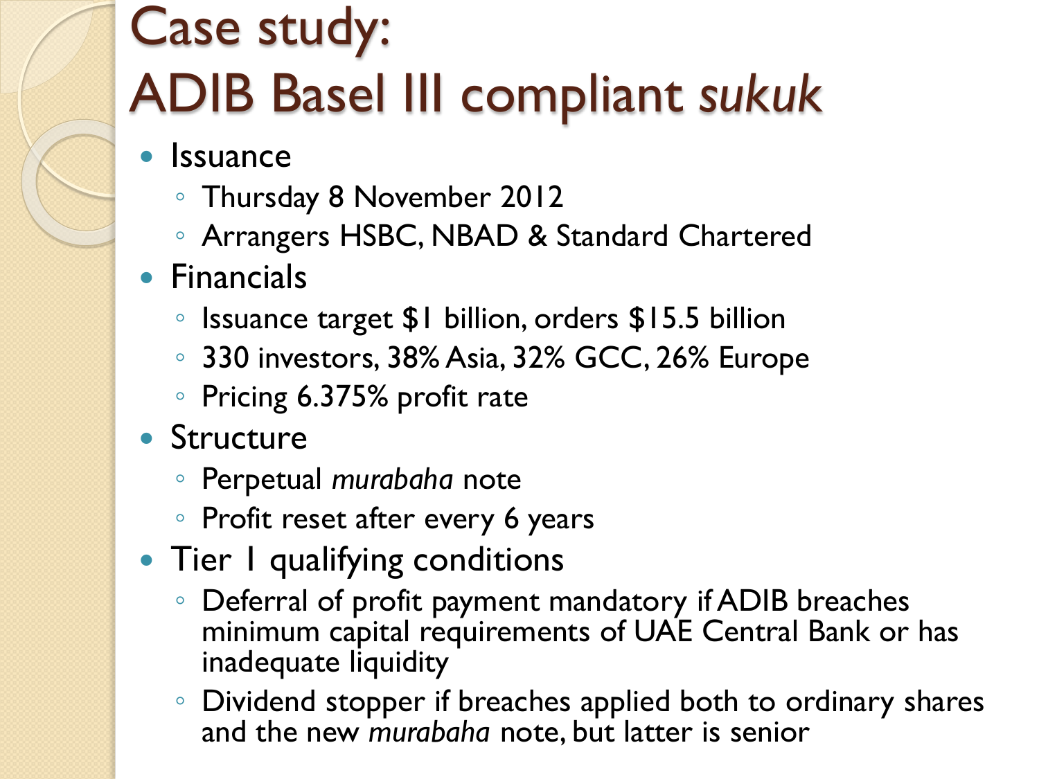# Case study: ADIB Basel III compliant *sukuk*

- Issuance
  - Thursday 8 November 2012
  - Arrangers HSBC, NBAD & Standard Chartered
- Financials
  - Issuance target $1 billion, orders $15.5 billion
  - 330 investors, 38% Asia, 32% GCC, 26% Europe
  - Pricing 6.375% profit rate
- Structure
  - Perpetual *murabaha* note
  - Profit reset after every 6 years
- Tier 1 qualifying conditions
  - Deferral of profit payment mandatory if ADIB breaches minimum capital requirements of UAE Central Bank or has inadequate liquidity
  - Dividend stopper if breaches applied both to ordinary shares and the new *murabaha* note, but latter is senior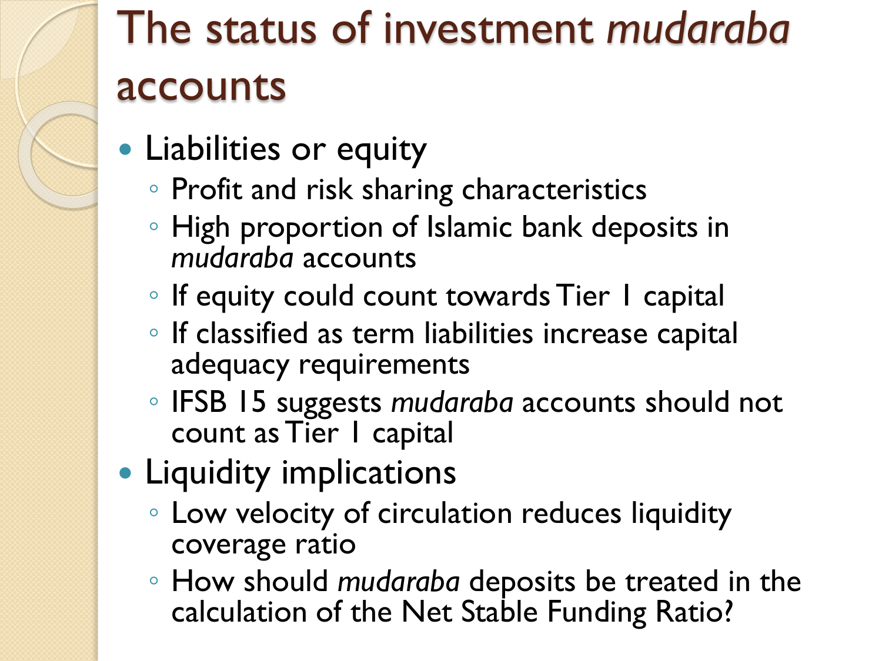# The status of investment *mudaraba* accounts

- Liabilities or equity
  - Profit and risk sharing characteristics
  - High proportion of Islamic bank deposits in *mudaraba* accounts
  - If equity could count towards Tier 1 capital
  - If classified as term liabilities increase capital adequacy requirements
  - IFSB 15 suggests *mudaraba* accounts should not count as Tier 1 capital
- Liquidity implications
  - Low velocity of circulation reduces liquidity coverage ratio
  - How should *mudaraba* deposits be treated in the calculation of the Net Stable Funding Ratio?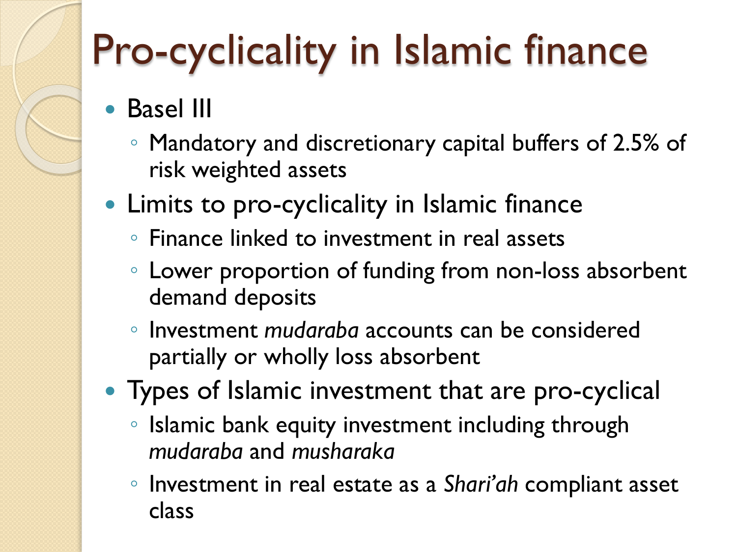# Pro-cyclicality in Islamic finance

- Basel III
  - Mandatory and discretionary capital buffers of 2.5% of risk weighted assets
- Limits to pro-cyclicality in Islamic finance
  - Finance linked to investment in real assets
  - Lower proportion of funding from non-loss absorbent demand deposits
  - Investment *mudaraba* accounts can be considered partially or wholly loss absorbent
- Types of Islamic investment that are pro-cyclical
  - Islamic bank equity investment including through *mudaraba* and *musharaka*
  - Investment in real estate as a *Shari'ah* compliant asset class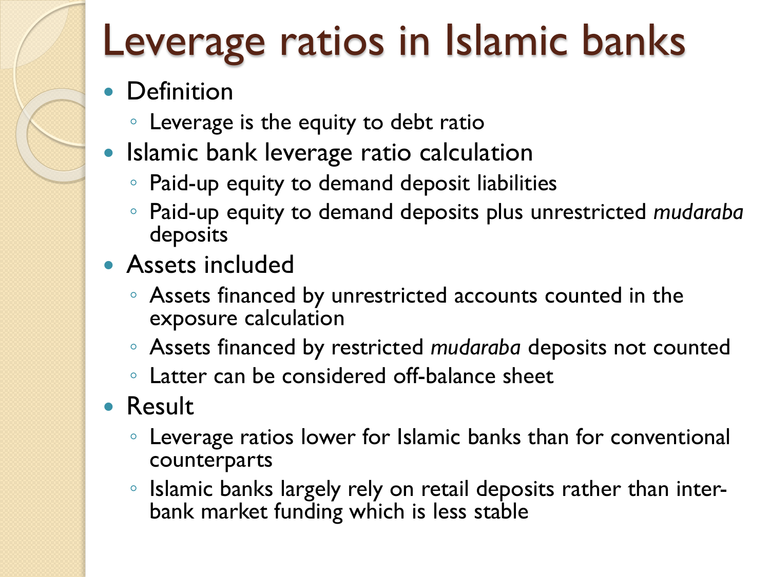# Leverage ratios in Islamic banks

- Definition
  - Leverage is the equity to debt ratio
- Islamic bank leverage ratio calculation
  - Paid-up equity to demand deposit liabilities
  - Paid-up equity to demand deposits plus unrestricted *mudaraba* deposits
- Assets included
  - Assets financed by unrestricted accounts counted in the exposure calculation
  - Assets financed by restricted *mudaraba* deposits not counted
  - Latter can be considered off-balance sheet
- Result
  - Leverage ratios lower for Islamic banks than for conventional counterparts
  - Islamic banks largely rely on retail deposits rather than inter-bank market funding which is less stable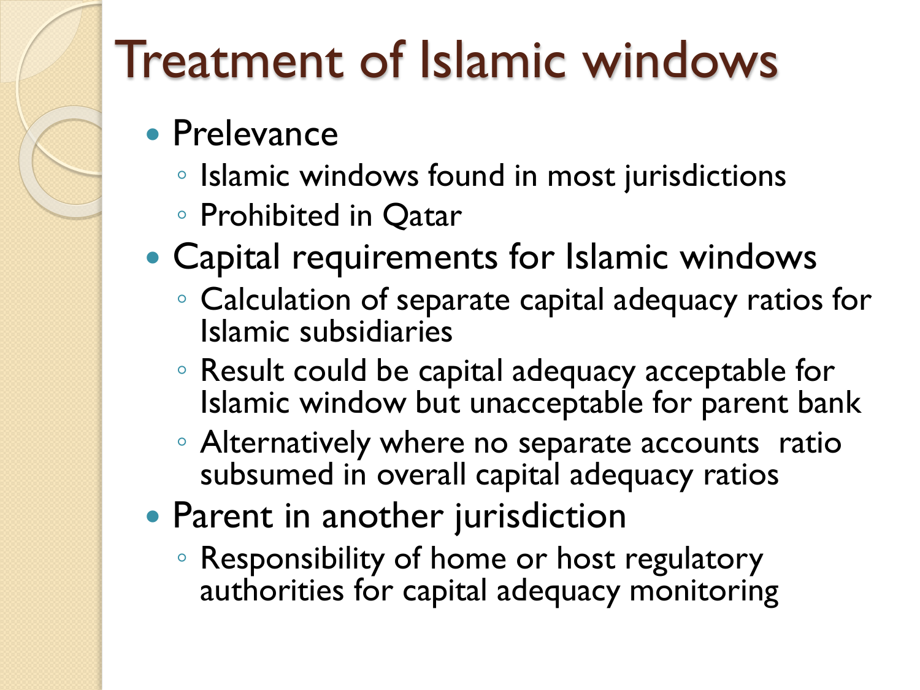# Treatment of Islamic windows

- Prelevance
  - Islamic windows found in most jurisdictions
  - Prohibited in Qatar
- Capital requirements for Islamic windows
  - Calculation of separate capital adequacy ratios for Islamic subsidiaries
  - Result could be capital adequacy acceptable for Islamic window but unacceptable for parent bank
  - Alternatively where no separate accounts  ratio subsumed in overall capital adequacy ratios
- Parent in another jurisdiction
  - Responsibility of home or host regulatory authorities for capital adequacy monitoring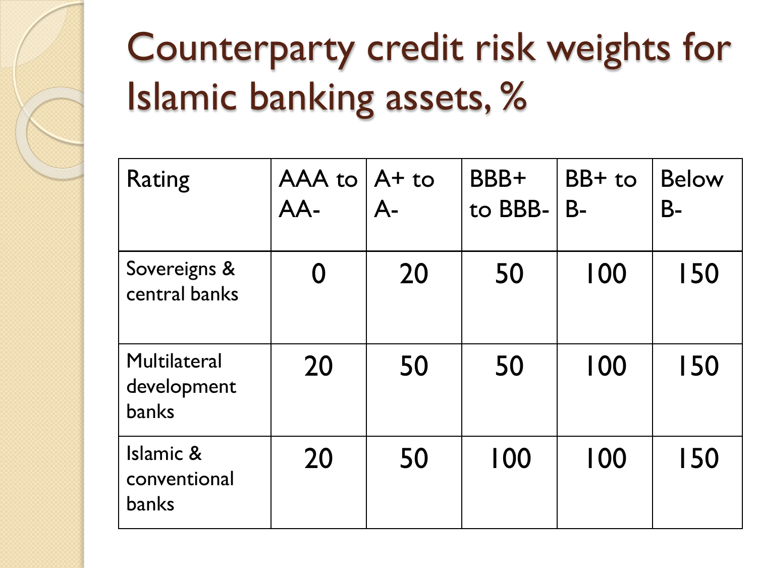# Counterparty credit risk weights for Islamic banking assets, %

| Rating | AAA to AA- | A+ to A- | BBB+ to BBB- | BB+ to B- | Below B- |
|---|---|---|---|---|---|
| Sovereigns & central banks | 0 | 20 | 50 | 100 | 150 |
| Multilateral development banks | 20 | 50 | 50 | 100 | 150 |
| Islamic & conventional banks | 20 | 50 | 100 | 100 | 150 |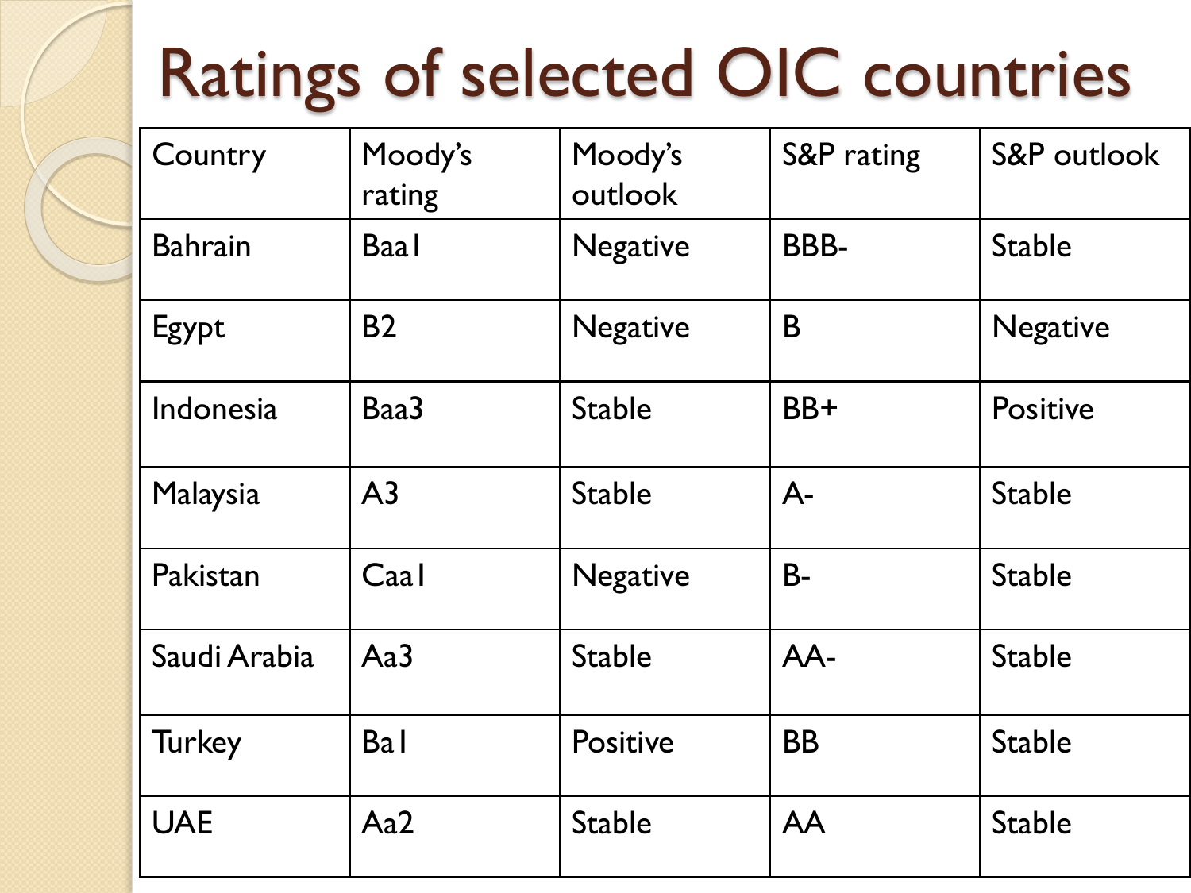# Ratings of selected OIC countries

| Country | Moody's rating | Moody's outlook | S&P rating | S&P outlook |
|---|---|---|---|---|
| Bahrain | Baa1 | Negative | BBB- | Stable |
| Egypt | B2 | Negative | B | Negative |
| Indonesia | Baa3 | Stable | BB+ | Positive |
| Malaysia | A3 | Stable | A- | Stable |
| Pakistan | Caa1 | Negative | B- | Stable |
| Saudi Arabia | Aa3 | Stable | AA- | Stable |
| Turkey | Ba1 | Positive | BB | Stable |
| UAE | Aa2 | Stable | AA | Stable |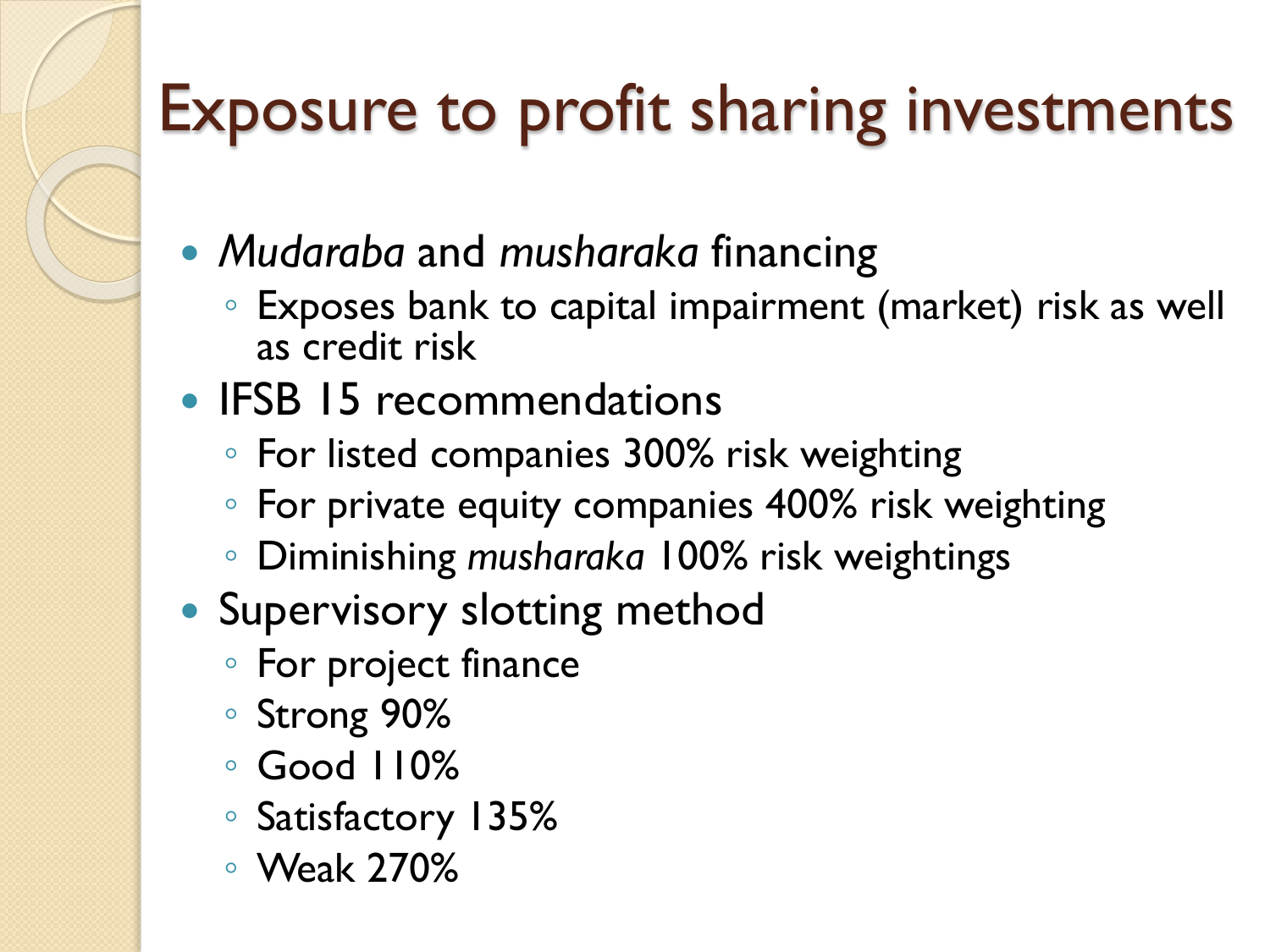# Exposure to profit sharing investments

- *Mudaraba* and *musharaka* financing
  - Exposes bank to capital impairment (market) risk as well as credit risk
- IFSB 15 recommendations
  - For listed companies 300% risk weighting
  - For private equity companies 400% risk weighting
  - Diminishing *musharaka* 100% risk weightings
- Supervisory slotting method
  - For project finance
  - Strong 90%
  - Good 110%
  - Satisfactory 135%
  - Weak 270%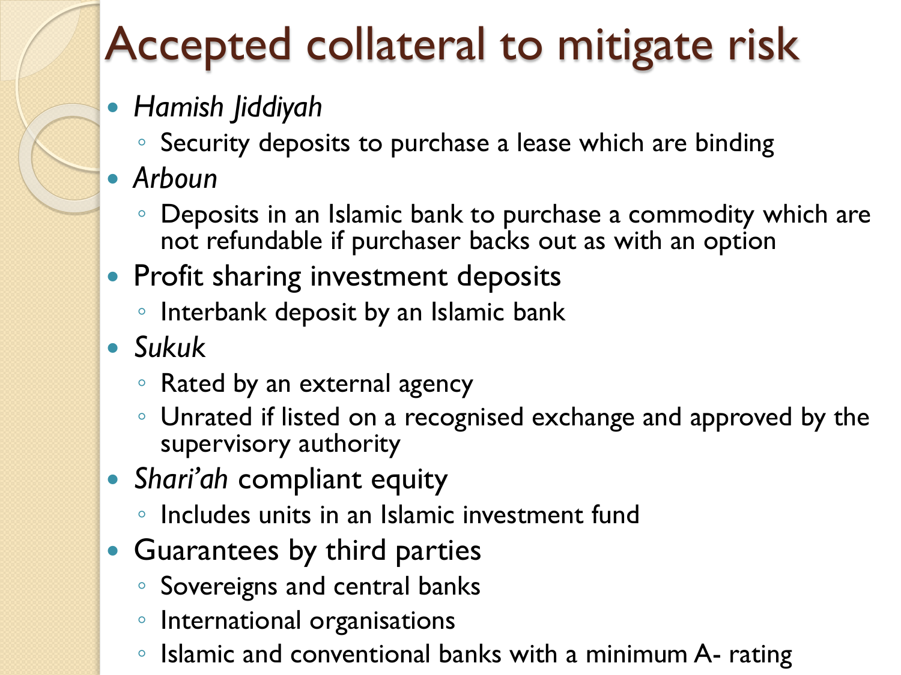# Accepted collateral to mitigate risk

- *Hamish Jiddiyah*
  - Security deposits to purchase a lease which are binding
- *Arboun*
  - Deposits in an Islamic bank to purchase a commodity which are not refundable if purchaser backs out as with an option
- Profit sharing investment deposits
  - Interbank deposit by an Islamic bank
- *Sukuk*
  - Rated by an external agency
  - Unrated if listed on a recognised exchange and approved by the supervisory authority
- *Shari'ah* compliant equity
  - Includes units in an Islamic investment fund
- Guarantees by third parties
  - Sovereigns and central banks
  - International organisations
  - Islamic and conventional banks with a minimum A- rating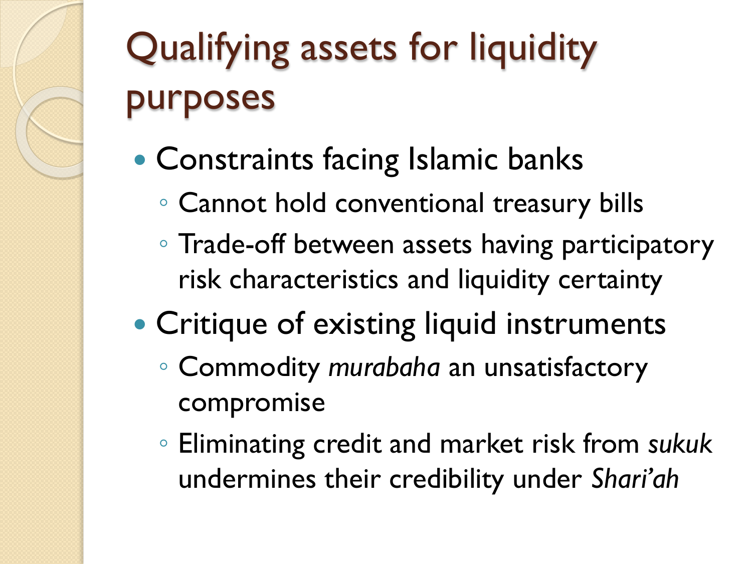# Qualifying assets for liquidity purposes

- Constraints facing Islamic banks
  - Cannot hold conventional treasury bills
  - Trade-off between assets having participatory risk characteristics and liquidity certainty
- Critique of existing liquid instruments
  - Commodity *murabaha* an unsatisfactory compromise
  - Eliminating credit and market risk from *sukuk* undermines their credibility under *Shari'ah*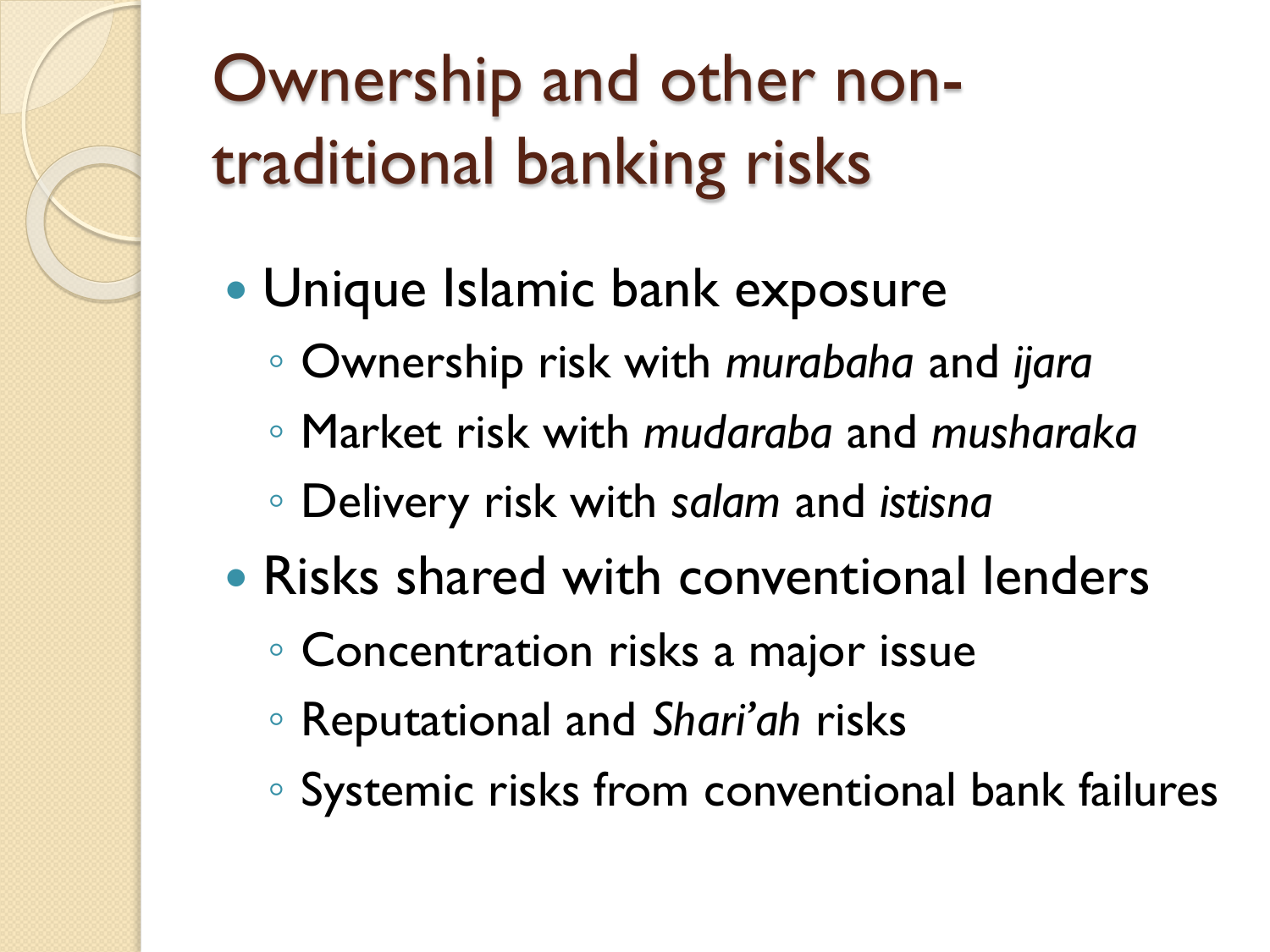# Ownership and other non-traditional banking risks

- Unique Islamic bank exposure
  - Ownership risk with *murabaha* and *ijara*
  - Market risk with *mudaraba* and *musharaka*
  - Delivery risk with *salam* and *istisna*
- Risks shared with conventional lenders
  - Concentration risks a major issue
  - Reputational and *Shari'ah* risks
  - Systemic risks from conventional bank failures